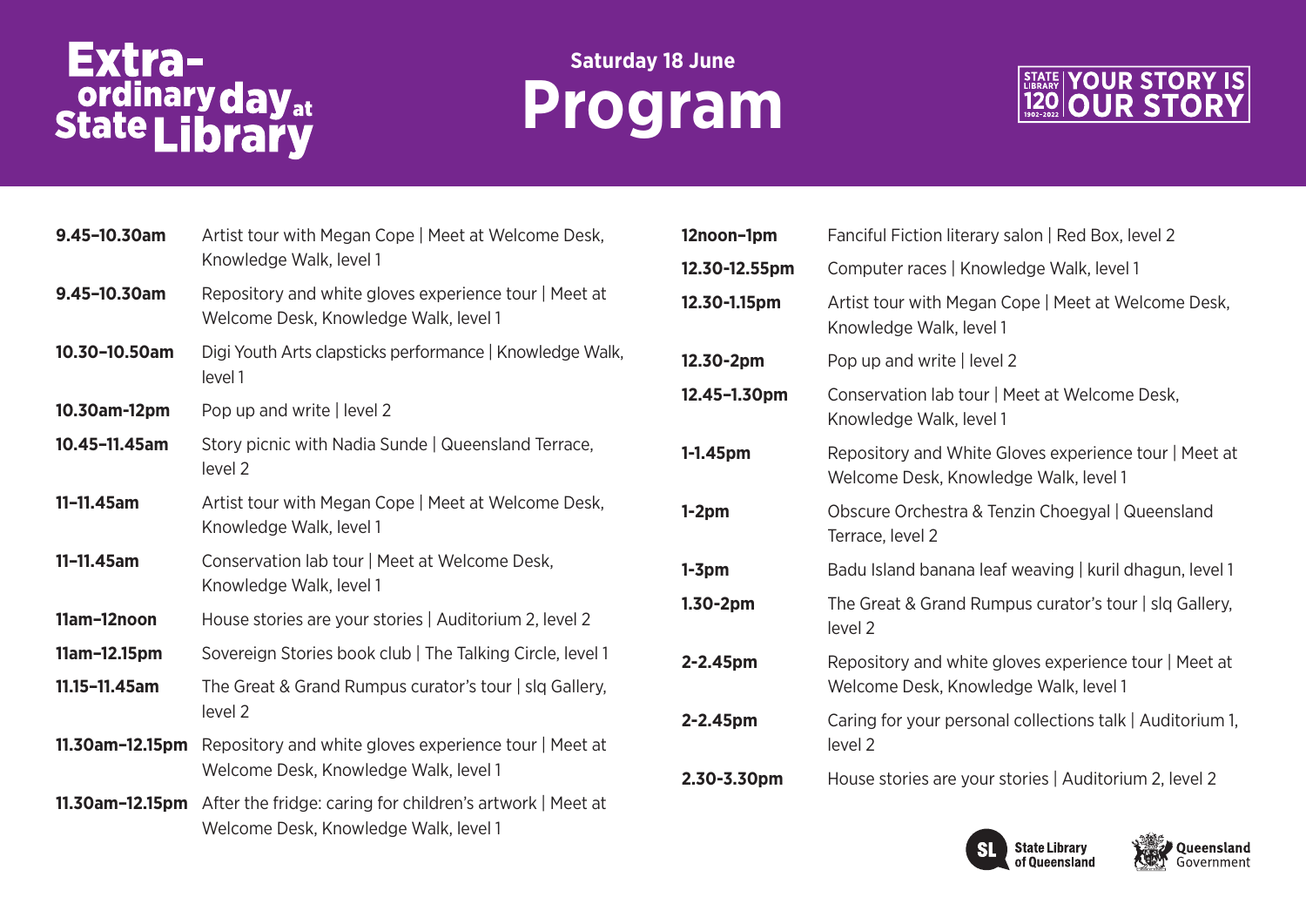# Extra-ordinary day at State Library

**Saturday 18 June**

# Program

STATE LIBRARY 120 1902–2022 YOUR STORY IS OUR STORY

| Time | Event |
|---|---|
| **9.45–10.30am** | Artist tour with Megan Cope \| Meet at Welcome Desk, Knowledge Walk, level 1 |
| **9.45–10.30am** | Repository and white gloves experience tour \| Meet at Welcome Desk, Knowledge Walk, level 1 |
| **10.30–10.50am** | Digi Youth Arts clapsticks performance \| Knowledge Walk, level 1 |
| **10.30am-12pm** | Pop up and write \| level 2 |
| **10.45–11.45am** | Story picnic with Nadia Sunde \| Queensland Terrace, level 2 |
| **11–11.45am** | Artist tour with Megan Cope \| Meet at Welcome Desk, Knowledge Walk, level 1 |
| **11–11.45am** | Conservation lab tour \| Meet at Welcome Desk, Knowledge Walk, level 1 |
| **11am–12noon** | House stories are your stories \| Auditorium 2, level 2 |
| **11am–12.15pm** | Sovereign Stories book club \| The Talking Circle, level 1 |
| **11.15–11.45am** | The Great & Grand Rumpus curator's tour \| slq Gallery, level 2 |
| **11.30am–12.15pm** | Repository and white gloves experience tour \| Meet at Welcome Desk, Knowledge Walk, level 1 |
| **11.30am–12.15pm** | After the fridge: caring for children's artwork \| Meet at Welcome Desk, Knowledge Walk, level 1 |
| **12noon–1pm** | Fanciful Fiction literary salon \| Red Box, level 2 |
| **12.30-12.55pm** | Computer races \| Knowledge Walk, level 1 |
| **12.30-1.15pm** | Artist tour with Megan Cope \| Meet at Welcome Desk, Knowledge Walk, level 1 |
| **12.30-2pm** | Pop up and write \| level 2 |
| **12.45–1.30pm** | Conservation lab tour \| Meet at Welcome Desk, Knowledge Walk, level 1 |
| **1-1.45pm** | Repository and White Gloves experience tour \| Meet at Welcome Desk, Knowledge Walk, level 1 |
| **1-2pm** | Obscure Orchestra & Tenzin Choegyal \| Queensland Terrace, level 2 |
| **1-3pm** | Badu Island banana leaf weaving \| kuril dhagun, level 1 |
| **1.30-2pm** | The Great & Grand Rumpus curator's tour \| slq Gallery, level 2 |
| **2-2.45pm** | Repository and white gloves experience tour \| Meet at Welcome Desk, Knowledge Walk, level 1 |
| **2-2.45pm** | Caring for your personal collections talk \| Auditorium 1, level 2 |
| **2.30-3.30pm** | House stories are your stories \| Auditorium 2, level 2 |

State Library of Queensland | Queensland Government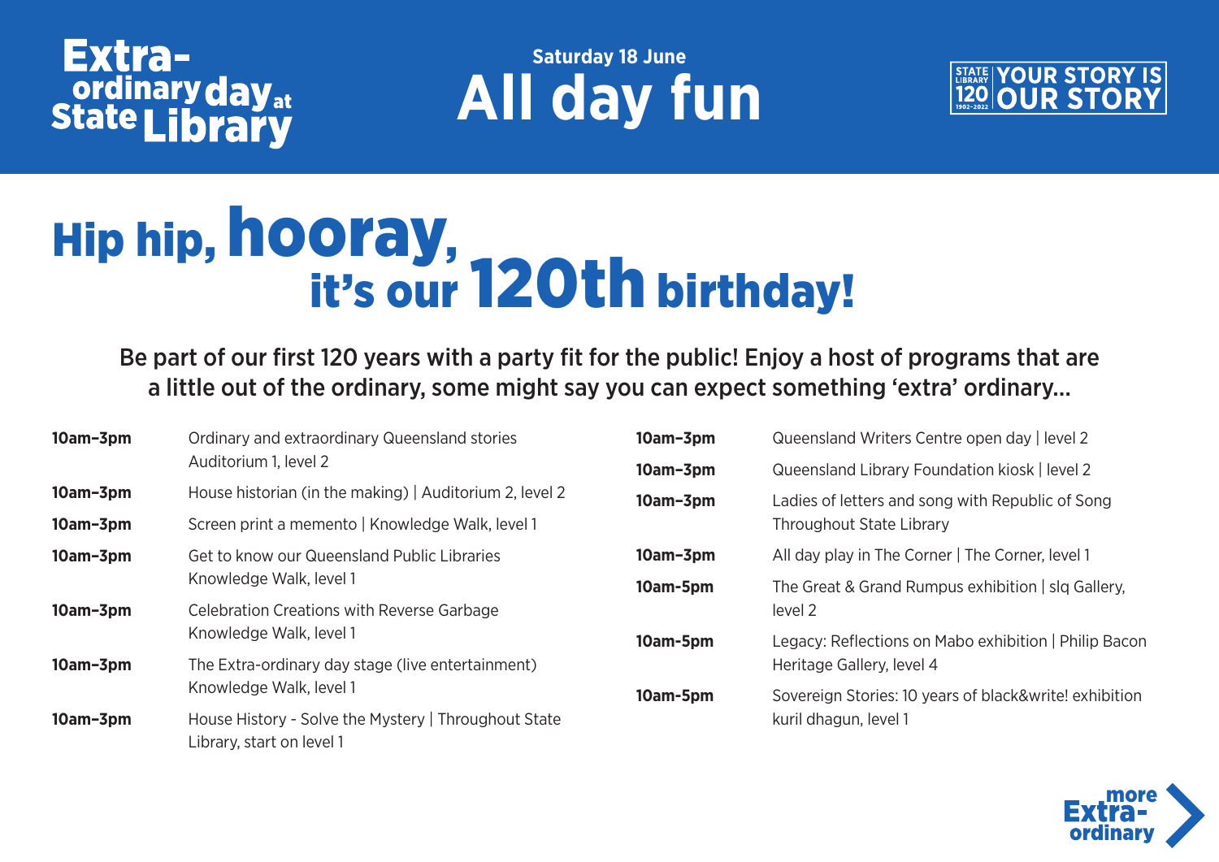Extra-ordinary day at State Library

Saturday 18 June

# All day fun

STATE LIBRARY 120 1902–2022 YOUR STORY IS OUR STORY

## Hip hip, hooray, it's our 120th birthday!

Be part of our first 120 years with a party fit for the public! Enjoy a host of programs that are a little out of the ordinary, some might say you can expect something 'extra' ordinary...

| | |
|---|---|
| **10am–3pm** | Ordinary and extraordinary Queensland stories Auditorium 1, level 2 |
| **10am–3pm** | House historian (in the making) \| Auditorium 2, level 2 |
| **10am–3pm** | Screen print a memento \| Knowledge Walk, level 1 |
| **10am–3pm** | Get to know our Queensland Public Libraries Knowledge Walk, level 1 |
| **10am–3pm** | Celebration Creations with Reverse Garbage Knowledge Walk, level 1 |
| **10am–3pm** | The Extra-ordinary day stage (live entertainment) Knowledge Walk, level 1 |
| **10am–3pm** | House History - Solve the Mystery \| Throughout State Library, start on level 1 |
| **10am–3pm** | Queensland Writers Centre open day \| level 2 |
| **10am–3pm** | Queensland Library Foundation kiosk \| level 2 |
| **10am–3pm** | Ladies of letters and song with Republic of Song Throughout State Library |
| **10am–3pm** | All day play in The Corner \| The Corner, level 1 |
| **10am-5pm** | The Great & Grand Rumpus exhibition \| slq Gallery, level 2 |
| **10am-5pm** | Legacy: Reflections on Mabo exhibition \| Philip Bacon Heritage Gallery, level 4 |
| **10am-5pm** | Sovereign Stories: 10 years of black&write! exhibition kuril dhagun, level 1 |

more Extra-ordinary